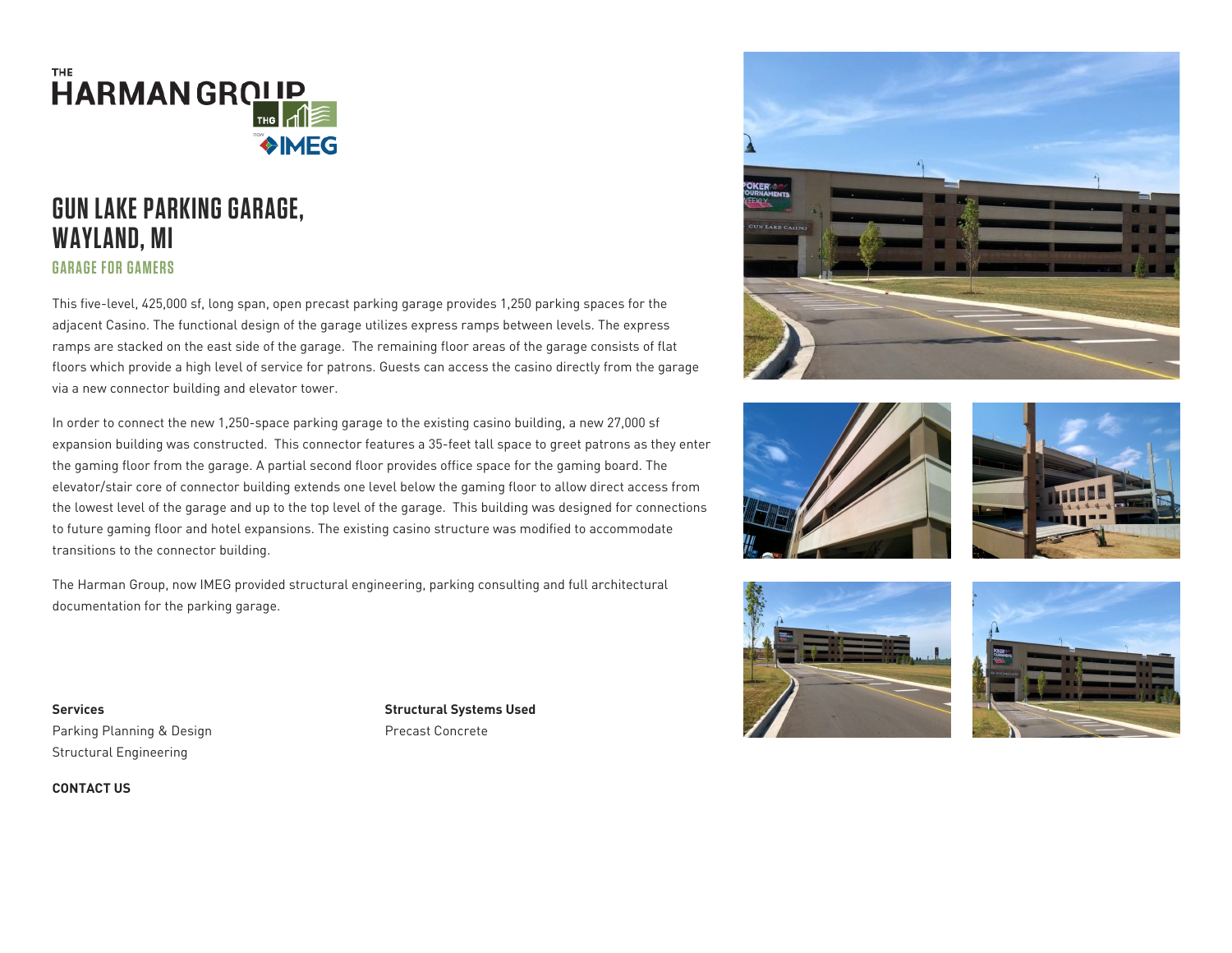# GUN LAKE PARKING GARAGE, WAYLAND, MI

## GARAGE FOR GAMERS

This five-level, 425,000 sf, long span, open precast parking garage provides 1,250 parking spaces for the adjacent Casino. The functional design of the garage utilizes express ramps between levels. The express ramps are stacked on the east side of the garage. The remaining floor areas of the garage consists of flat floors which provide a high level of service for patrons. Guests can access the casino directly from the garage via a new connector building and elevator tower.

In order to connect the new 1,250-space parking garage to the existing casino building, a new 27,000 sf expansion building was constructed. This connector features a 35-feet tall space to greet patrons as they enter the gaming floor from the garage. A partial second floor provides office space for the gaming board. The elevator/stair core of connector building extends one level below the gaming floor to allow direct access from the lowest level of the garage and up to the top level of the garage. This building was designed for connections to future gaming floor and hotel expansions. The existing casino structure was modified to accommodate transitions to the connector building.

The Harman Group, now IMEG provided structural engineering, parking consulting and full architectural documentation for the parking garage.

**Services**
Parking Planning & Design
Structural Engineering

**Structural Systems Used**
Precast Concrete

**CONTACT US**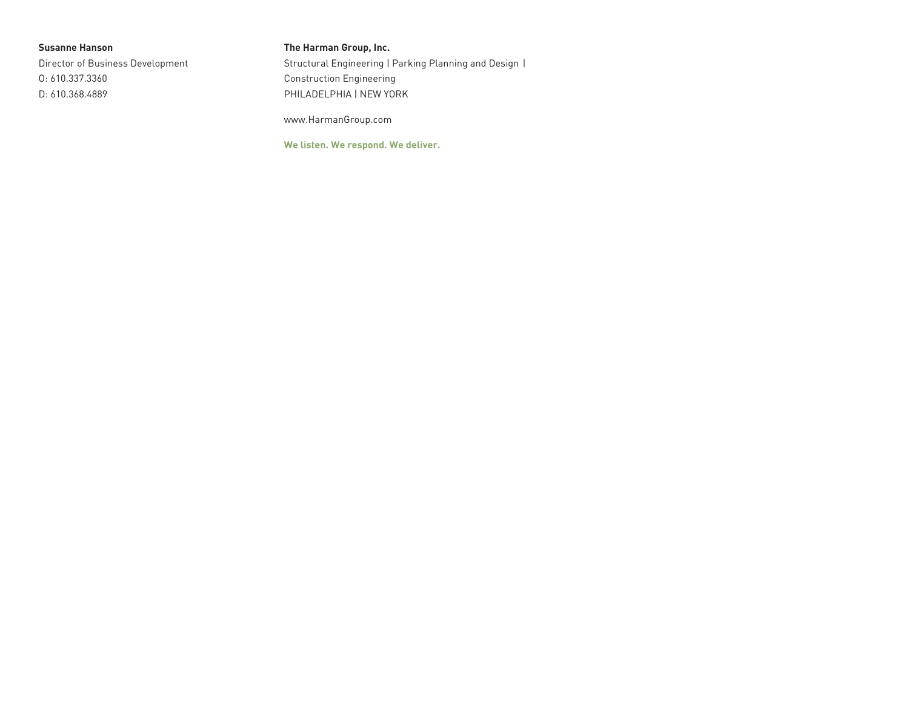**Susanne Hanson**
Director of Business Development
O: 610.337.3360
D: 610.368.4889

**The Harman Group, Inc.**
Structural Engineering | Parking Planning and Design |
Construction Engineering
PHILADELPHIA | NEW YORK

www.HarmanGroup.com

**We listen. We respond. We deliver.**